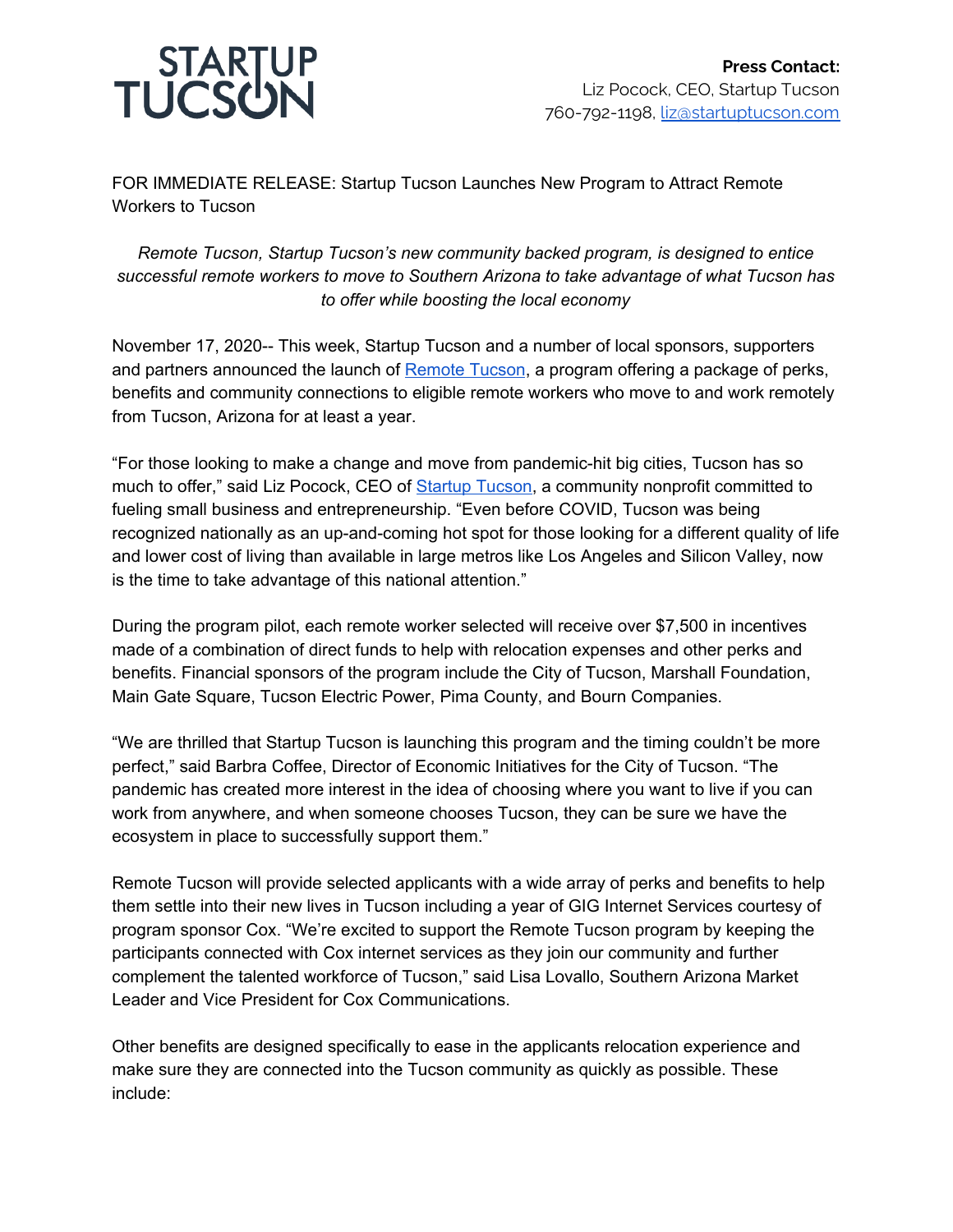STARTUP TUCSON

**Press Contact:**
Liz Pocock, CEO, Startup Tucson
760-792-1198, [liz@startuptucson.com](mailto:liz@startuptucson.com)

FOR IMMEDIATE RELEASE: Startup Tucson Launches New Program to Attract Remote Workers to Tucson

*Remote Tucson, Startup Tucson's new community backed program, is designed to entice successful remote workers to move to Southern Arizona to take advantage of what Tucson has to offer while boosting the local economy*

November 17, 2020-- This week, Startup Tucson and a number of local sponsors, supporters and partners announced the launch of [Remote Tucson](), a program offering a package of perks, benefits and community connections to eligible remote workers who move to and work remotely from Tucson, Arizona for at least a year.

"For those looking to make a change and move from pandemic-hit big cities, Tucson has so much to offer," said Liz Pocock, CEO of [Startup Tucson](), a community nonprofit committed to fueling small business and entrepreneurship. "Even before COVID, Tucson was being recognized nationally as an up-and-coming hot spot for those looking for a different quality of life and lower cost of living than available in large metros like Los Angeles and Silicon Valley, now is the time to take advantage of this national attention."

During the program pilot, each remote worker selected will receive over $7,500 in incentives made of a combination of direct funds to help with relocation expenses and other perks and benefits. Financial sponsors of the program include the City of Tucson, Marshall Foundation, Main Gate Square, Tucson Electric Power, Pima County, and Bourn Companies.

"We are thrilled that Startup Tucson is launching this program and the timing couldn't be more perfect," said Barbra Coffee, Director of Economic Initiatives for the City of Tucson. "The pandemic has created more interest in the idea of choosing where you want to live if you can work from anywhere, and when someone chooses Tucson, they can be sure we have the ecosystem in place to successfully support them."

Remote Tucson will provide selected applicants with a wide array of perks and benefits to help them settle into their new lives in Tucson including a year of GIG Internet Services courtesy of program sponsor Cox. "We're excited to support the Remote Tucson program by keeping the participants connected with Cox internet services as they join our community and further complement the talented workforce of Tucson," said Lisa Lovallo, Southern Arizona Market Leader and Vice President for Cox Communications.

Other benefits are designed specifically to ease in the applicants relocation experience and make sure they are connected into the Tucson community as quickly as possible. These include: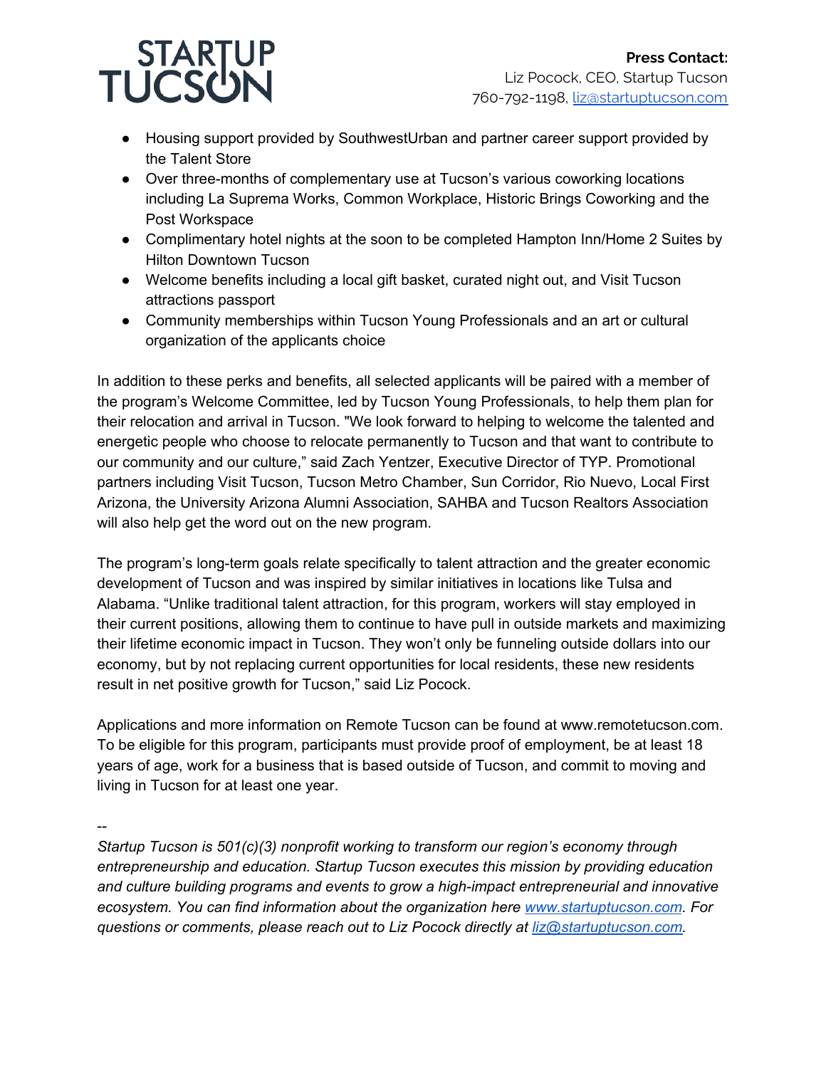**Press Contact:**
Liz Pocock, CEO, Startup Tucson
760-792-1198, liz@startuptucson.com

- Housing support provided by SouthwestUrban and partner career support provided by the Talent Store
- Over three-months of complementary use at Tucson's various coworking locations including La Suprema Works, Common Workplace, Historic Brings Coworking and the Post Workspace
- Complimentary hotel nights at the soon to be completed Hampton Inn/Home 2 Suites by Hilton Downtown Tucson
- Welcome benefits including a local gift basket, curated night out, and Visit Tucson attractions passport
- Community memberships within Tucson Young Professionals and an art or cultural organization of the applicants choice

In addition to these perks and benefits, all selected applicants will be paired with a member of the program's Welcome Committee, led by Tucson Young Professionals, to help them plan for their relocation and arrival in Tucson. "We look forward to helping to welcome the talented and energetic people who choose to relocate permanently to Tucson and that want to contribute to our community and our culture," said Zach Yentzer, Executive Director of TYP. Promotional partners including Visit Tucson, Tucson Metro Chamber, Sun Corridor, Rio Nuevo, Local First Arizona, the University Arizona Alumni Association, SAHBA and Tucson Realtors Association will also help get the word out on the new program.

The program's long-term goals relate specifically to talent attraction and the greater economic development of Tucson and was inspired by similar initiatives in locations like Tulsa and Alabama. "Unlike traditional talent attraction, for this program, workers will stay employed in their current positions, allowing them to continue to have pull in outside markets and maximizing their lifetime economic impact in Tucson. They won't only be funneling outside dollars into our economy, but by not replacing current opportunities for local residents, these new residents result in net positive growth for Tucson," said Liz Pocock.

Applications and more information on Remote Tucson can be found at www.remotetucson.com. To be eligible for this program, participants must provide proof of employment, be at least 18 years of age, work for a business that is based outside of Tucson, and commit to moving and living in Tucson for at least one year.

--

*Startup Tucson is 501(c)(3) nonprofit working to transform our region's economy through entrepreneurship and education. Startup Tucson executes this mission by providing education and culture building programs and events to grow a high-impact entrepreneurial and innovative ecosystem. You can find information about the organization here www.startuptucson.com. For questions or comments, please reach out to Liz Pocock directly at liz@startuptucson.com.*